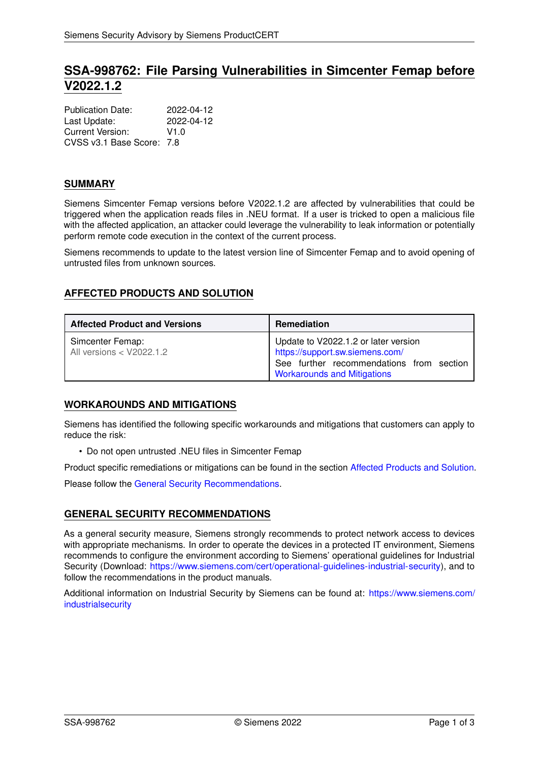# SSA-998762: File Parsing Vulnerabilities in Simcenter Femap before V2022.1.2

Publication Date: 2022-04-12
Last Update: 2022-04-12
Current Version: V1.0
CVSS v3.1 Base Score: 7.8

## SUMMARY

Siemens Simcenter Femap versions before V2022.1.2 are affected by vulnerabilities that could be triggered when the application reads files in .NEU format. If a user is tricked to open a malicious file with the affected application, an attacker could leverage the vulnerability to leak information or potentially perform remote code execution in the context of the current process.

Siemens recommends to update to the latest version line of Simcenter Femap and to avoid opening of untrusted files from unknown sources.

## AFFECTED PRODUCTS AND SOLUTION

| Affected Product and Versions | Remediation |
|---|---|
| Simcenter Femap:<br>All versions < V2022.1.2 | Update to V2022.1.2 or later version<br>https://support.sw.siemens.com/<br>See further recommendations from section Workarounds and Mitigations |

## WORKAROUNDS AND MITIGATIONS

Siemens has identified the following specific workarounds and mitigations that customers can apply to reduce the risk:

- Do not open untrusted .NEU files in Simcenter Femap

Product specific remediations or mitigations can be found in the section Affected Products and Solution.

Please follow the General Security Recommendations.

## GENERAL SECURITY RECOMMENDATIONS

As a general security measure, Siemens strongly recommends to protect network access to devices with appropriate mechanisms. In order to operate the devices in a protected IT environment, Siemens recommends to configure the environment according to Siemens' operational guidelines for Industrial Security (Download: https://www.siemens.com/cert/operational-guidelines-industrial-security), and to follow the recommendations in the product manuals.

Additional information on Industrial Security by Siemens can be found at: https://www.siemens.com/industrialsecurity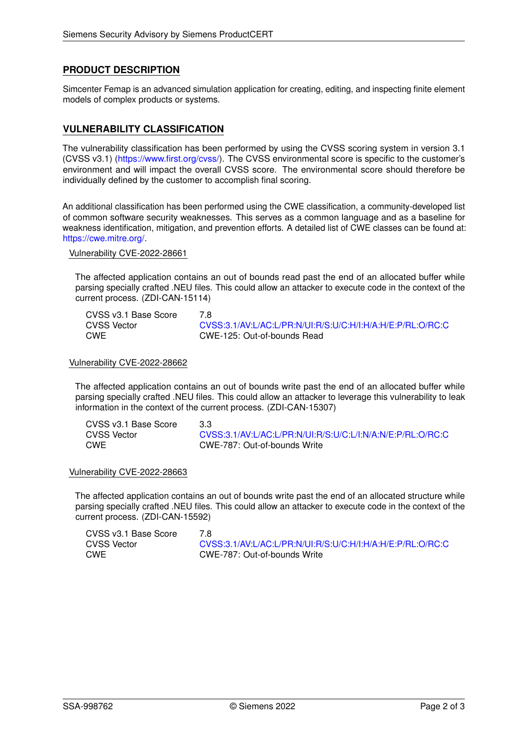## PRODUCT DESCRIPTION

Simcenter Femap is an advanced simulation application for creating, editing, and inspecting finite element models of complex products or systems.

## VULNERABILITY CLASSIFICATION

The vulnerability classification has been performed by using the CVSS scoring system in version 3.1 (CVSS v3.1) (https://www.first.org/cvss/). The CVSS environmental score is specific to the customer's environment and will impact the overall CVSS score. The environmental score should therefore be individually defined by the customer to accomplish final scoring.

An additional classification has been performed using the CWE classification, a community-developed list of common software security weaknesses. This serves as a common language and as a baseline for weakness identification, mitigation, and prevention efforts. A detailed list of CWE classes can be found at: https://cwe.mitre.org/.

### Vulnerability CVE-2022-28661

The affected application contains an out of bounds read past the end of an allocated buffer while parsing specially crafted .NEU files. This could allow an attacker to execute code in the context of the current process. (ZDI-CAN-15114)

| | |
|---|---|
| CVSS v3.1 Base Score | 7.8 |
| CVSS Vector | CVSS:3.1/AV:L/AC:L/PR:N/UI:R/S:U/C:H/I:H/A:H/E:P/RL:O/RC:C |
| CWE | CWE-125: Out-of-bounds Read |

### Vulnerability CVE-2022-28662

The affected application contains an out of bounds write past the end of an allocated buffer while parsing specially crafted .NEU files. This could allow an attacker to leverage this vulnerability to leak information in the context of the current process. (ZDI-CAN-15307)

| | |
|---|---|
| CVSS v3.1 Base Score | 3.3 |
| CVSS Vector | CVSS:3.1/AV:L/AC:L/PR:N/UI:R/S:U/C:L/I:N/A:N/E:P/RL:O/RC:C |
| CWE | CWE-787: Out-of-bounds Write |

### Vulnerability CVE-2022-28663

The affected application contains an out of bounds write past the end of an allocated structure while parsing specially crafted .NEU files. This could allow an attacker to execute code in the context of the current process. (ZDI-CAN-15592)

| | |
|---|---|
| CVSS v3.1 Base Score | 7.8 |
| CVSS Vector | CVSS:3.1/AV:L/AC:L/PR:N/UI:R/S:U/C:H/I:H/A:H/E:P/RL:O/RC:C |
| CWE | CWE-787: Out-of-bounds Write |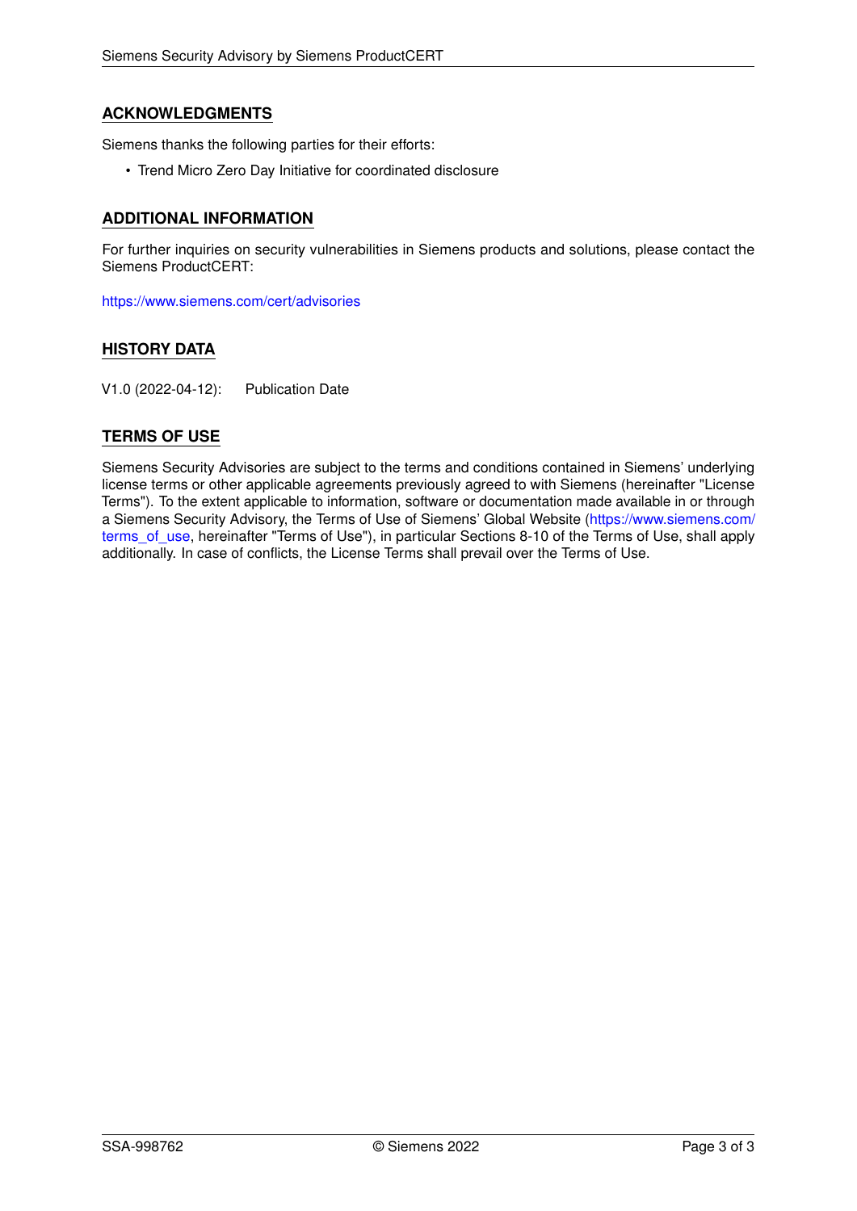## ACKNOWLEDGMENTS

Siemens thanks the following parties for their efforts:

- Trend Micro Zero Day Initiative for coordinated disclosure

## ADDITIONAL INFORMATION

For further inquiries on security vulnerabilities in Siemens products and solutions, please contact the Siemens ProductCERT:

https://www.siemens.com/cert/advisories

## HISTORY DATA

V1.0 (2022-04-12): Publication Date

## TERMS OF USE

Siemens Security Advisories are subject to the terms and conditions contained in Siemens' underlying license terms or other applicable agreements previously agreed to with Siemens (hereinafter "License Terms"). To the extent applicable to information, software or documentation made available in or through a Siemens Security Advisory, the Terms of Use of Siemens' Global Website (https://www.siemens.com/terms_of_use, hereinafter "Terms of Use"), in particular Sections 8-10 of the Terms of Use, shall apply additionally. In case of conflicts, the License Terms shall prevail over the Terms of Use.